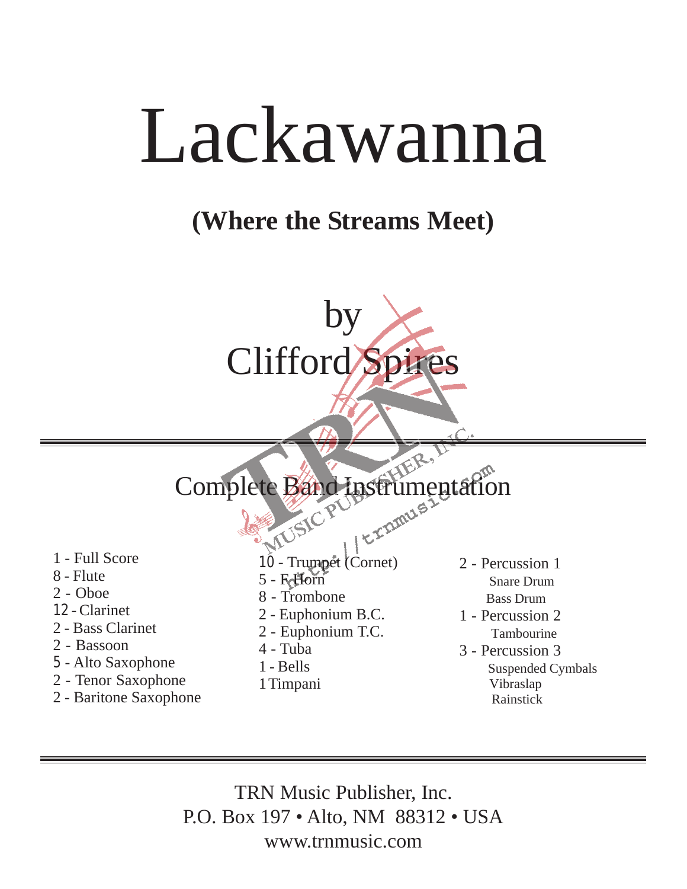# Lackawanna

## (Where the Streams Meet)

by
Clifford Spires

## Complete Band Instrumentation

- 1 - Full Score
- 8 - Flute
- 2 - Oboe
- 12 - Clarinet
- 2 - Bass Clarinet
- 2 - Bassoon
- 5 - Alto Saxophone
- 2 - Tenor Saxophone
- 2 - Baritone Saxophone

- 10 - Trumpet (Cornet)
- 5 - F Horn
- 8 - Trombone
- 2 - Euphonium B.C.
- 2 - Euphonium T.C.
- 4 - Tuba
- 1 - Bells
- 1 Timpani

- 2 - Percussion 1
  - Snare Drum
  - Bass Drum
- 1 - Percussion 2
  - Tambourine
- 3 - Percussion 3
  - Suspended Cymbals
  - Vibraslap
  - Rainstick

TRN Music Publisher, Inc.
P.O. Box 197 • Alto, NM 88312 • USA
www.trnmusic.com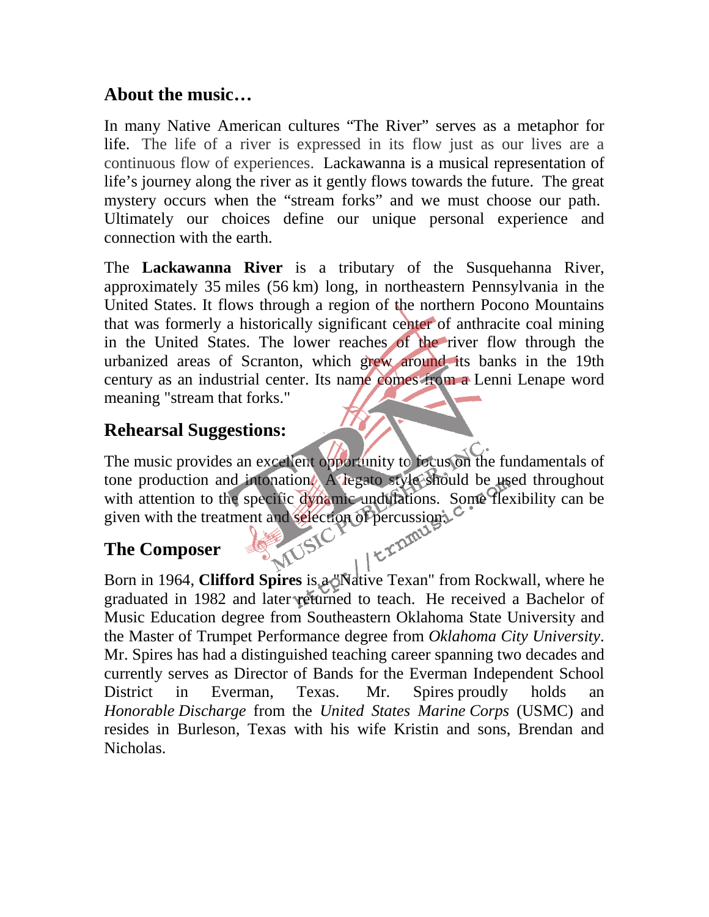## About the music…

In many Native American cultures “The River” serves as a metaphor for life. The life of a river is expressed in its flow just as our lives are a continuous flow of experiences. Lackawanna is a musical representation of life’s journey along the river as it gently flows towards the future. The great mystery occurs when the “stream forks” and we must choose our path. Ultimately our choices define our unique personal experience and connection with the earth.

The **Lackawanna River** is a tributary of the Susquehanna River, approximately 35 miles (56 km) long, in northeastern Pennsylvania in the United States. It flows through a region of the northern Pocono Mountains that was formerly a historically significant center of anthracite coal mining in the United States. The lower reaches of the river flow through the urbanized areas of Scranton, which grew around its banks in the 19th century as an industrial center. Its name comes from a Lenni Lenape word meaning "stream that forks."

## Rehearsal Suggestions:

The music provides an excellent opportunity to focus on the fundamentals of tone production and intonation. A legato style should be used throughout with attention to the specific dynamic undulations. Some flexibility can be given with the treatment and selection of percussion.

## The Composer

Born in 1964, **Clifford Spires** is a "Native Texan" from Rockwall, where he graduated in 1982 and later returned to teach. He received a Bachelor of Music Education degree from Southeastern Oklahoma State University and the Master of Trumpet Performance degree from *Oklahoma City University*. Mr. Spires has had a distinguished teaching career spanning two decades and currently serves as Director of Bands for the Everman Independent School District in Everman, Texas. Mr. Spires proudly holds an *Honorable Discharge* from the *United States Marine Corps* (USMC) and resides in Burleson, Texas with his wife Kristin and sons, Brendan and Nicholas.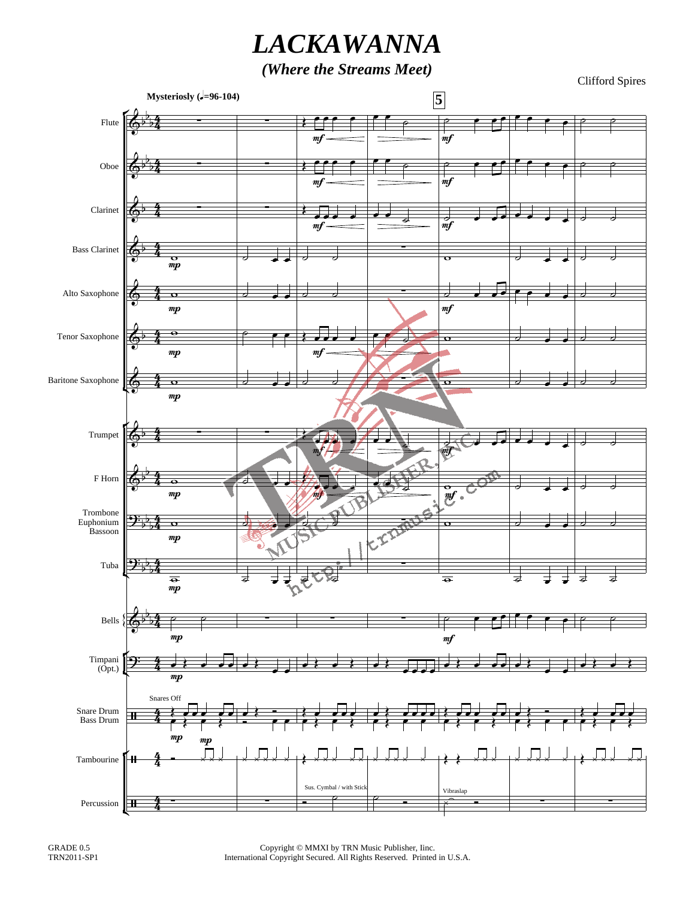# LACKAWANNA

## *(Where the Streams Meet)*

Clifford Spires

**Mysteriously (♩=96-104)**

Flute
Oboe
Clarinet
Bass Clarinet
Alto Saxophone
Tenor Saxophone
Baritone Saxophone
Trumpet
F Horn
Trombone
Euphonium
Bassoon
Tuba
Bells
Timpani (Opt.)
Snare Drum
Bass Drum
Tambourine
Percussion

Snares Off

Sus. Cymbal / with Stick

Vibraslap

GRADE 0.5
TRN2011-SP1

Copyright © MMXI by TRN Music Publisher, Iinc.
International Copyright Secured. All Rights Reserved. Printed in U.S.A.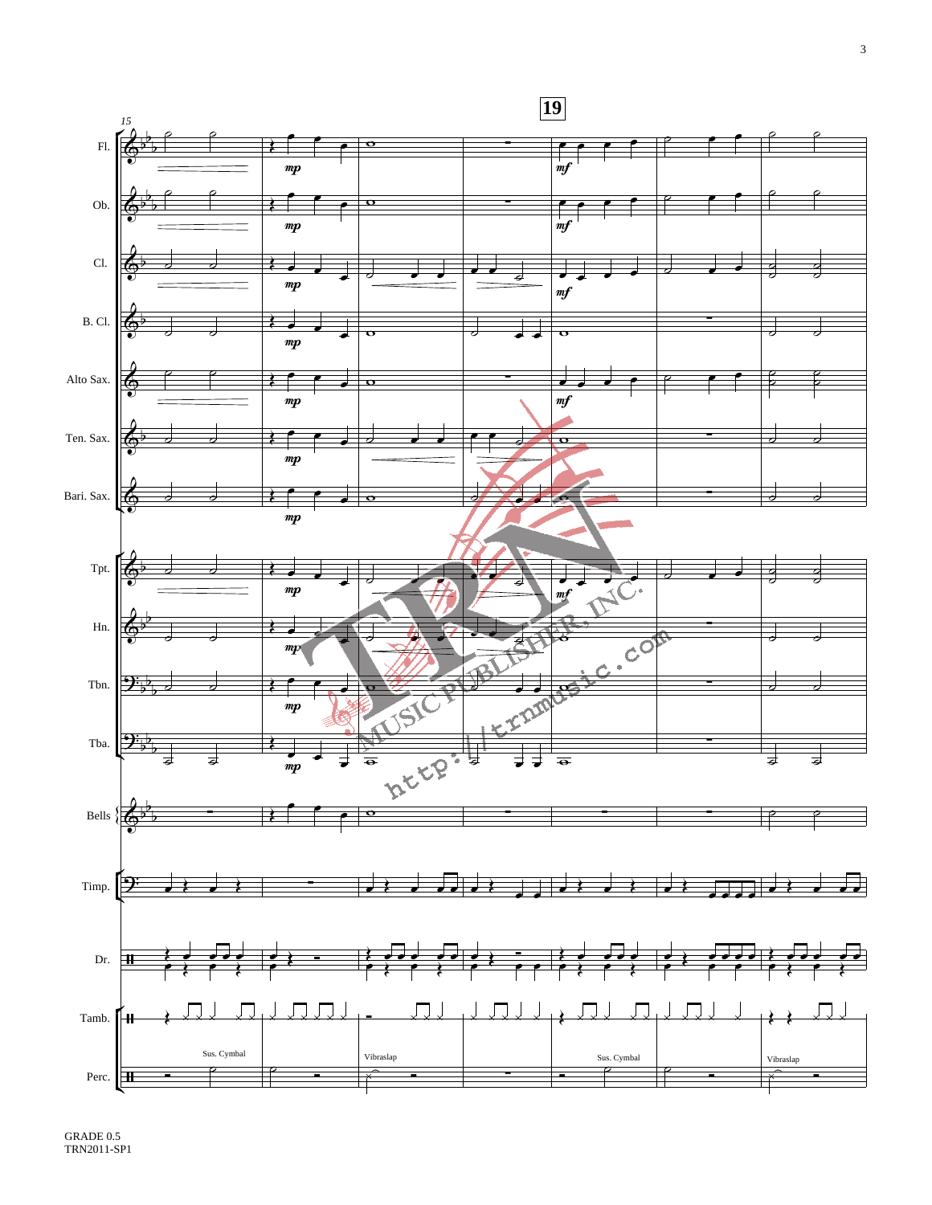GRADE 0.5
TRN2011-SP1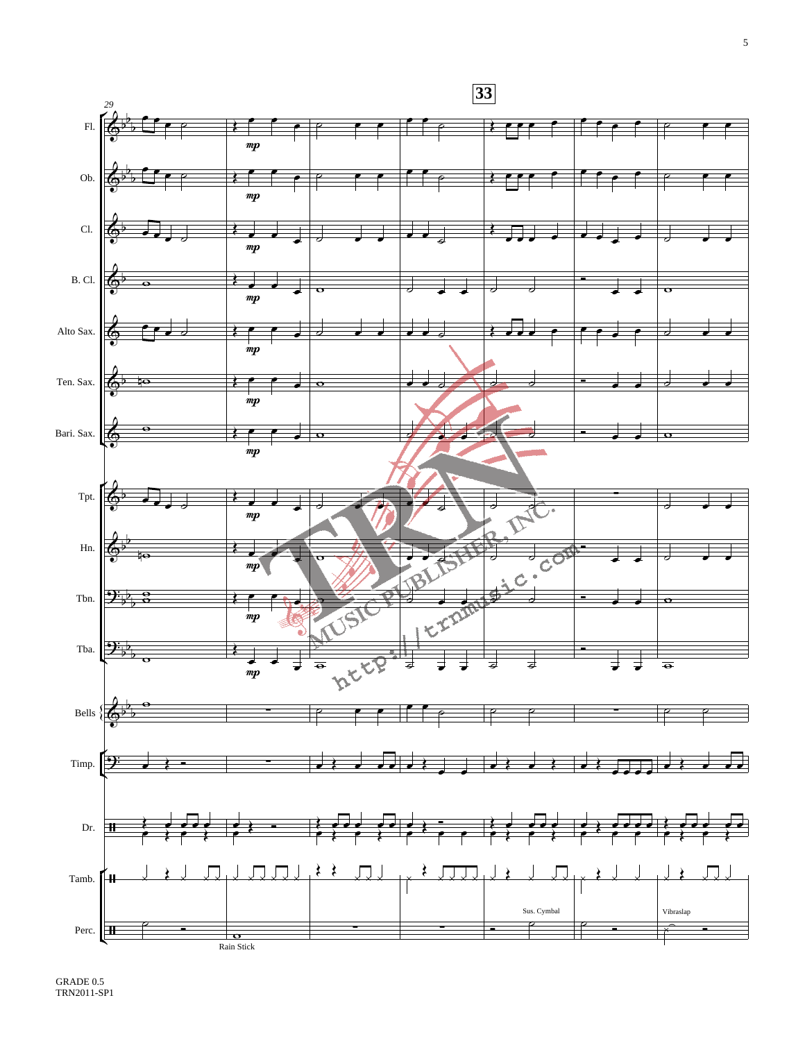29

33

Fl.

Ob.

Cl.

B. Cl.

Alto Sax.

Ten. Sax.

Bari. Sax.

Tpt.

Hn.

Tbn.

Tba.

Bells

Timp.

Dr.

Tamb.

Perc.

mp

Rain Stick

Sus. Cymbal

Vibraslap

GRADE 0.5
TRN2011-SP1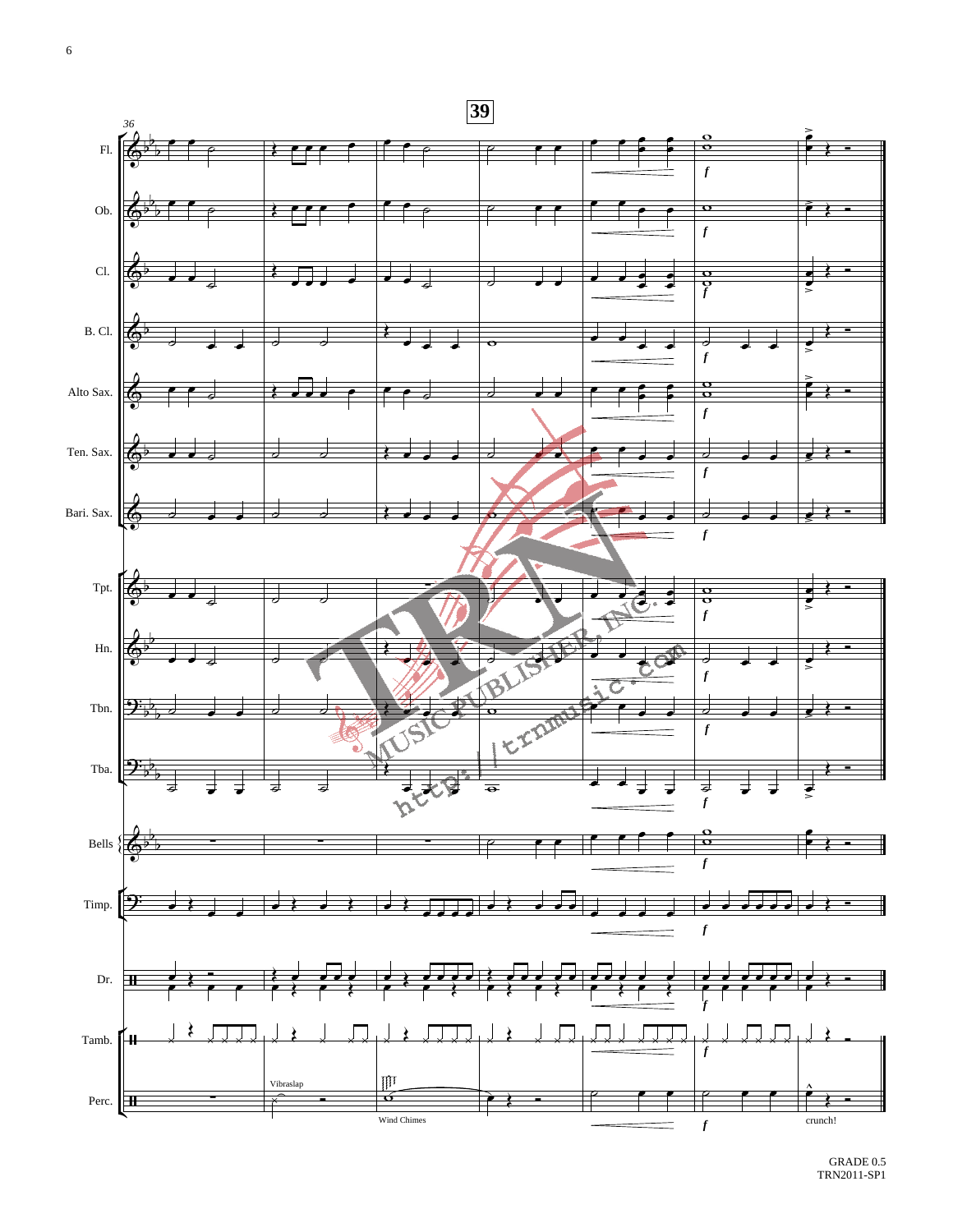39

Fl.

Ob.

Cl.

B. Cl.

Alto Sax.

Ten. Sax.

Bari. Sax.

Tpt.

Hn.

Tbn.

Tba.

Bells

Timp.

Dr.

Tamb.

Perc.

Vibraslap

Wind Chimes

crunch!

GRADE 0.5
TRN2011-SP1